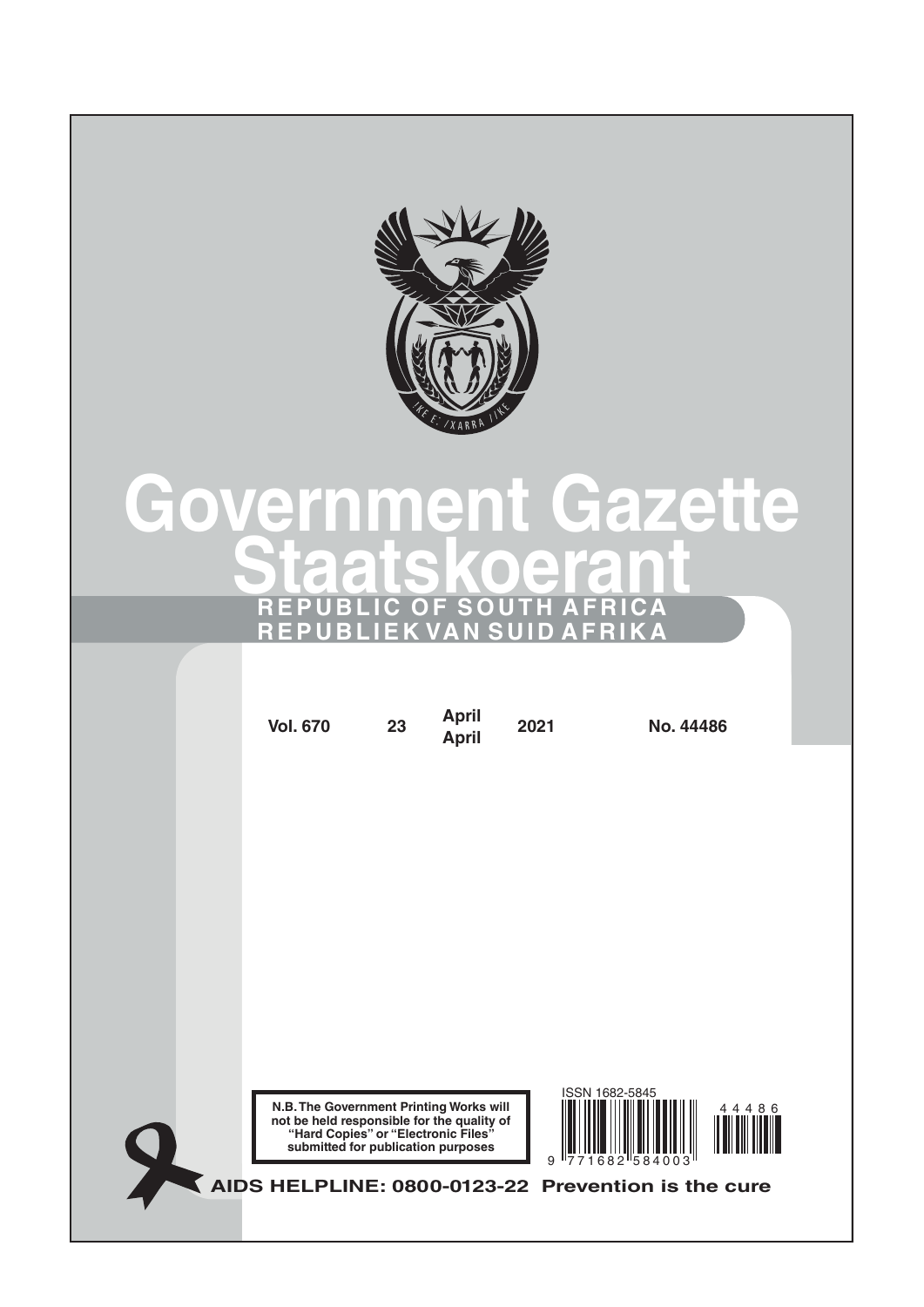# Government Gazette

# Staatskoerant

**REPUBLIC OF SOUTH AFRICA**

**REPUBLIEK VAN SUID AFRIKA**

| Vol. 670 | 23 | April / April | 2021 | No. 44486 |
|---|---|---|---|---|

**N.B. The Government Printing Works will not be held responsible for the quality of "Hard Copies" or "Electronic Files" submitted for publication purposes**

ISSN 1682-5845

9 771682 584003

44486

**AIDS HELPLINE: 0800-0123-22 Prevention is the cure**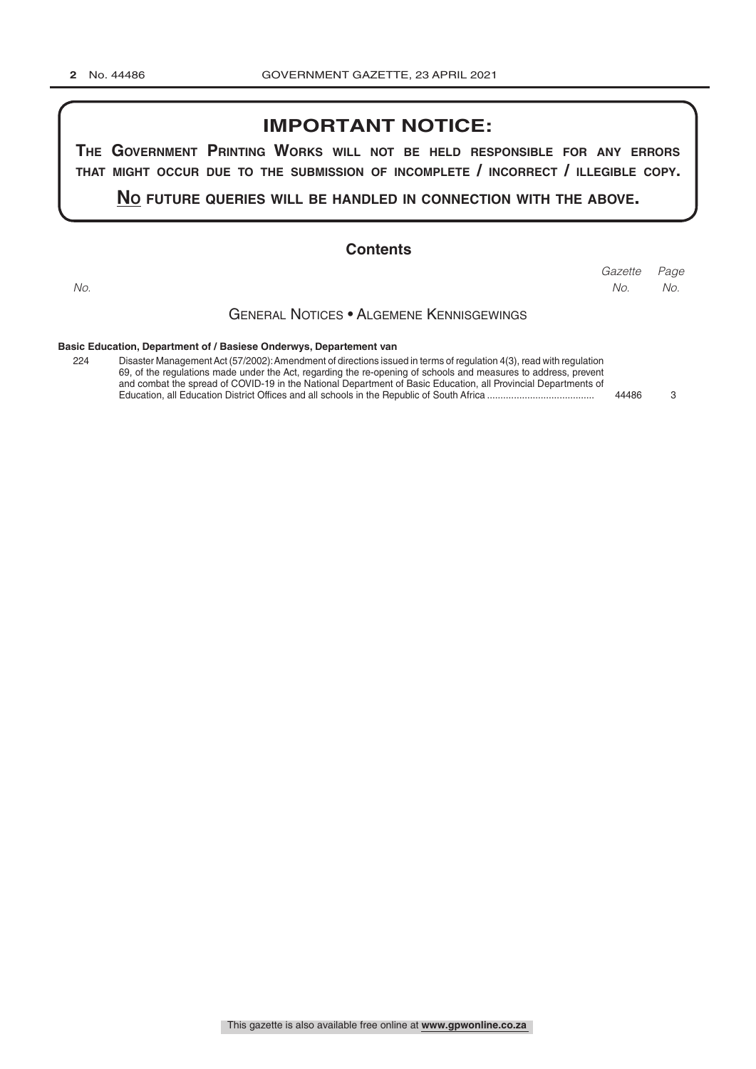# IMPORTANT NOTICE:

**THE GOVERNMENT PRINTING WORKS WILL NOT BE HELD RESPONSIBLE FOR ANY ERRORS THAT MIGHT OCCUR DUE TO THE SUBMISSION OF INCOMPLETE / INCORRECT / ILLEGIBLE COPY.**

**NO FUTURE QUERIES WILL BE HANDLED IN CONNECTION WITH THE ABOVE.**

## Contents

| *No.* | | *Gazette No.* | *Page No.* |
|---|---|---|---|
| | **GENERAL NOTICES • ALGEMENE KENNISGEWINGS** | | |
| | **Basic Education, Department of / Basiese Onderwys, Departement van** | | |
| 224 | Disaster Management Act (57/2002): Amendment of directions issued in terms of regulation 4(3), read with regulation 69, of the regulations made under the Act, regarding the re-opening of schools and measures to address, prevent and combat the spread of COVID-19 in the National Department of Basic Education, all Provincial Departments of Education, all Education District Offices and all schools in the Republic of South Africa | 44486 | 3 |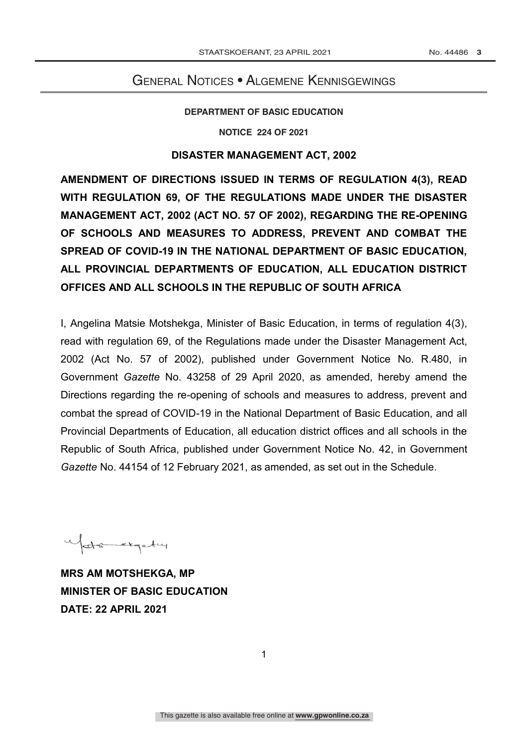# General Notices • Algemene Kennisgewings

**DEPARTMENT OF BASIC EDUCATION**

**NOTICE 224 OF 2021**

**DISASTER MANAGEMENT ACT, 2002**

**AMENDMENT OF DIRECTIONS ISSUED IN TERMS OF REGULATION 4(3), READ WITH REGULATION 69, OF THE REGULATIONS MADE UNDER THE DISASTER MANAGEMENT ACT, 2002 (ACT NO. 57 OF 2002), REGARDING THE RE-OPENING OF SCHOOLS AND MEASURES TO ADDRESS, PREVENT AND COMBAT THE SPREAD OF COVID-19 IN THE NATIONAL DEPARTMENT OF BASIC EDUCATION, ALL PROVINCIAL DEPARTMENTS OF EDUCATION, ALL EDUCATION DISTRICT OFFICES AND ALL SCHOOLS IN THE REPUBLIC OF SOUTH AFRICA**

I, Angelina Matsie Motshekga, Minister of Basic Education, in terms of regulation 4(3), read with regulation 69, of the Regulations made under the Disaster Management Act, 2002 (Act No. 57 of 2002), published under Government Notice No. R.480, in Government *Gazette* No. 43258 of 29 April 2020, as amended, hereby amend the Directions regarding the re-opening of schools and measures to address, prevent and combat the spread of COVID-19 in the National Department of Basic Education, and all Provincial Departments of Education, all education district offices and all schools in the Republic of South Africa, published under Government Notice No. 42, in Government *Gazette* No. 44154 of 12 February 2021, as amended, as set out in the Schedule.

**MRS AM MOTSHEKGA, MP**
**MINISTER OF BASIC EDUCATION**
**DATE: 22 APRIL 2021**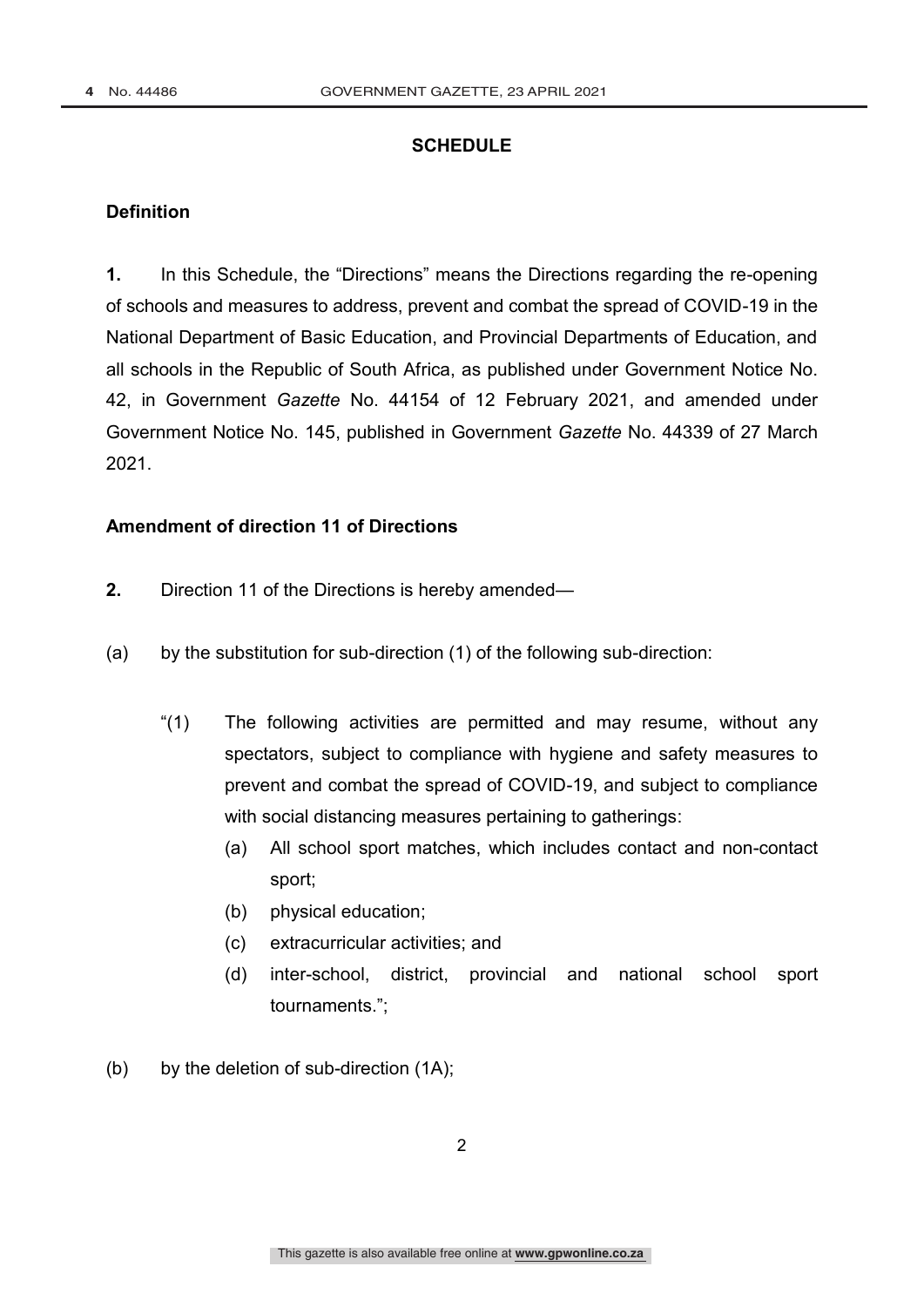## SCHEDULE

### Definition

**1.** In this Schedule, the "Directions" means the Directions regarding the re-opening of schools and measures to address, prevent and combat the spread of COVID-19 in the National Department of Basic Education, and Provincial Departments of Education, and all schools in the Republic of South Africa, as published under Government Notice No. 42, in Government *Gazette* No. 44154 of 12 February 2021, and amended under Government Notice No. 145, published in Government *Gazette* No. 44339 of 27 March 2021.

### Amendment of direction 11 of Directions

**2.** Direction 11 of the Directions is hereby amended—

(a) by the substitution for sub-direction (1) of the following sub-direction:

> "(1) The following activities are permitted and may resume, without any spectators, subject to compliance with hygiene and safety measures to prevent and combat the spread of COVID-19, and subject to compliance with social distancing measures pertaining to gatherings:
>
> (a) All school sport matches, which includes contact and non-contact sport;
>
> (b) physical education;
>
> (c) extracurricular activities; and
>
> (d) inter-school, district, provincial and national school sport tournaments.";

(b) by the deletion of sub-direction (1A);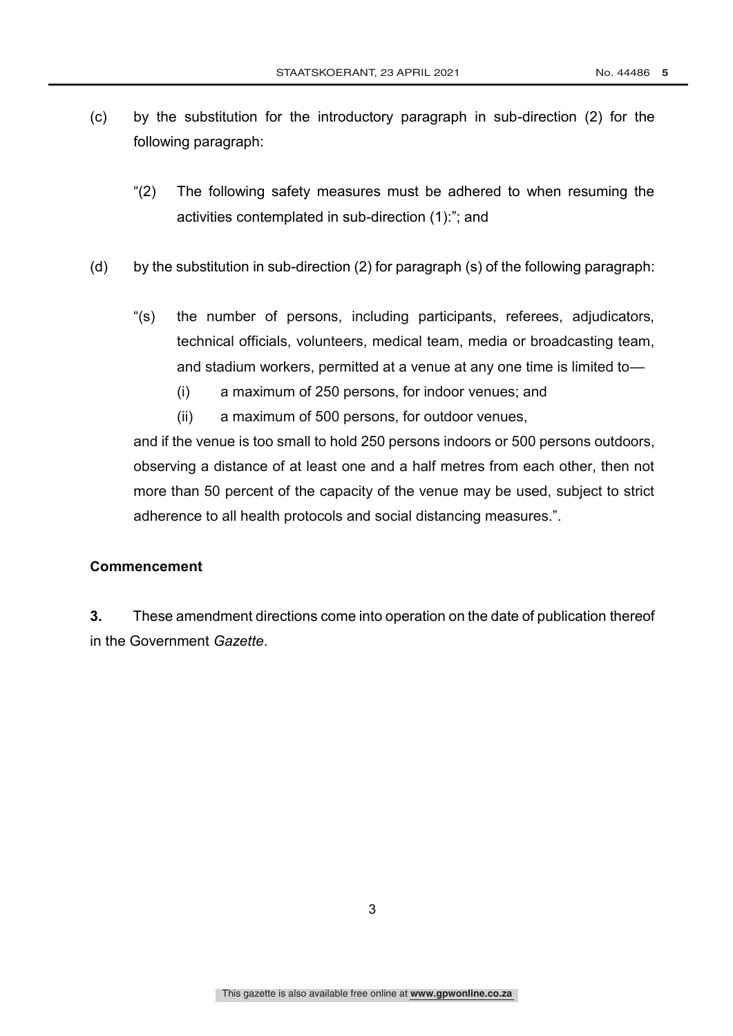(c) by the substitution for the introductory paragraph in sub-direction (2) for the following paragraph:

> "(2) The following safety measures must be adhered to when resuming the activities contemplated in sub-direction (1):"; and

(d) by the substitution in sub-direction (2) for paragraph (s) of the following paragraph:

> "(s) the number of persons, including participants, referees, adjudicators, technical officials, volunteers, medical team, media or broadcasting team, and stadium workers, permitted at a venue at any one time is limited to—
>
> (i) a maximum of 250 persons, for indoor venues; and
>
> (ii) a maximum of 500 persons, for outdoor venues,
>
> and if the venue is too small to hold 250 persons indoors or 500 persons outdoors, observing a distance of at least one and a half metres from each other, then not more than 50 percent of the capacity of the venue may be used, subject to strict adherence to all health protocols and social distancing measures.".

**Commencement**

**3.** These amendment directions come into operation on the date of publication thereof in the Government *Gazette*.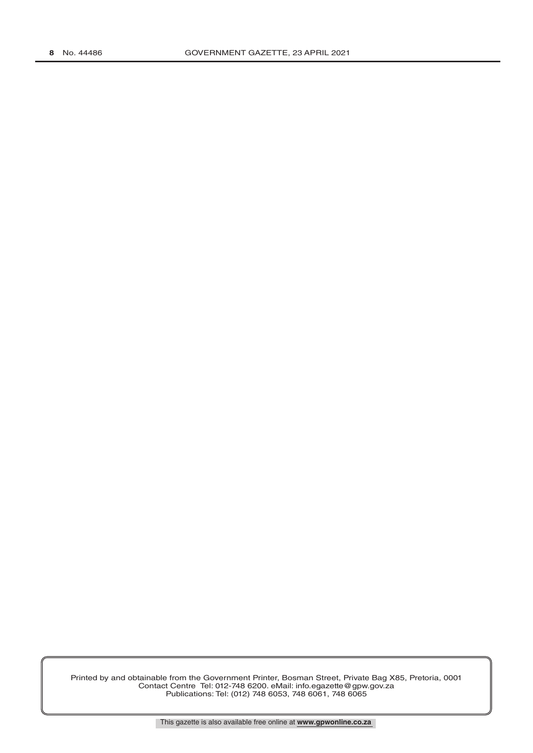Printed by and obtainable from the Government Printer, Bosman Street, Private Bag X85, Pretoria, 0001
Contact Centre Tel: 012-748 6200. eMail: info.egazette@gpw.gov.za
Publications: Tel: (012) 748 6053, 748 6061, 748 6065

This gazette is also available free online at **www.gpwonline.co.za**